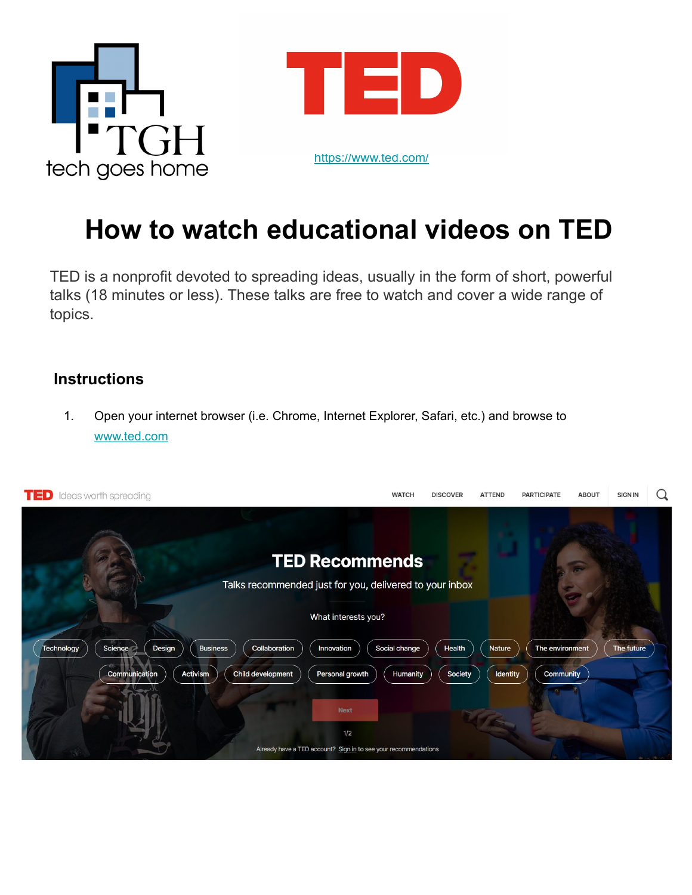https://www.ted.com/

# How to watch educational videos on TED

TED is a nonprofit devoted to spreading ideas, usually in the form of short, powerful talks (18 minutes or less). These talks are free to watch and cover a wide range of topics.

## Instructions

1. Open your internet browser (i.e. Chrome, Internet Explorer, Safari, etc.) and browse to www.ted.com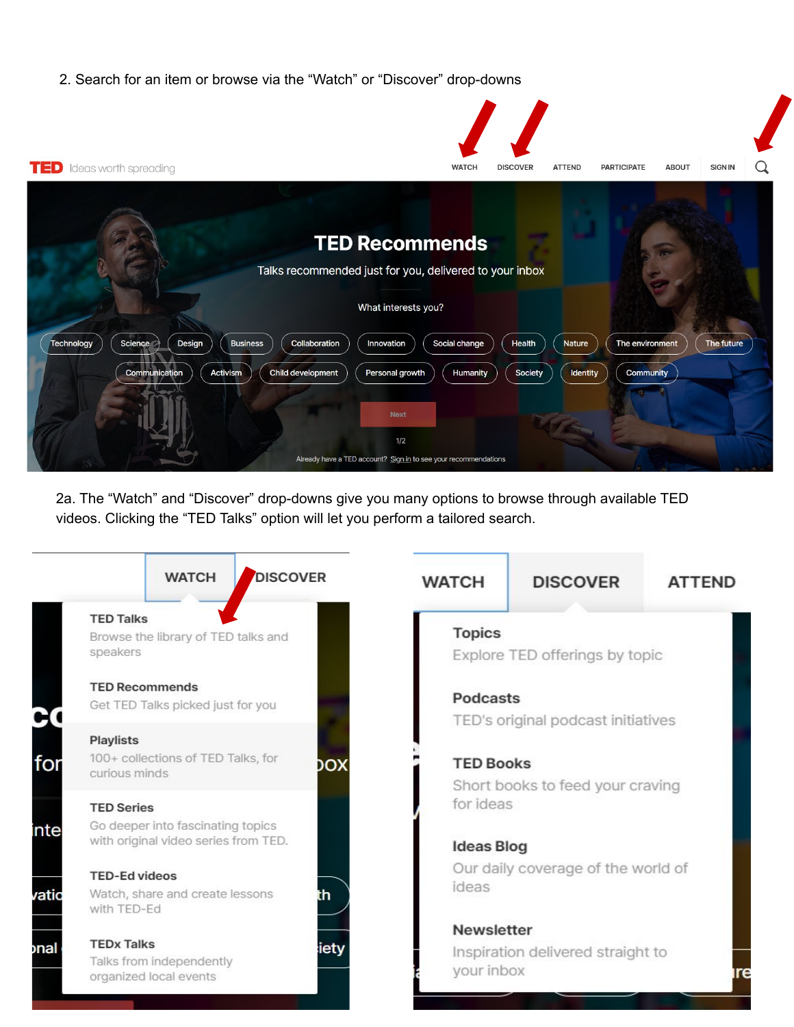2. Search for an item or browse via the “Watch” or “Discover” drop-downs

TED Ideas worth spreading

WATCH DISCOVER ATTEND PARTICIPATE ABOUT SIGN IN

TED Recommends

Talks recommended just for you, delivered to your inbox

What interests you?

Technology Science Design Business Collaboration Innovation Social change Health Nature The environment The future

Communication Activism Child development Personal growth Humanity Society Identity Community

Next

1/2

Already have a TED account? Sign in to see your recommendations

2a. The “Watch” and “Discover” drop-downs give you many options to browse through available TED videos. Clicking the “TED Talks” option will let you perform a tailored search.

WATCH DISCOVER

**TED Talks**
Browse the library of TED talks and speakers

**TED Recommends**
Get TED Talks picked just for you

**Playlists**
100+ collections of TED Talks, for curious minds

**TED Series**
Go deeper into fascinating topics with original video series from TED.

**TED-Ed videos**
Watch, share and create lessons with TED-Ed

**TEDx Talks**
Talks from independently organized local events

WATCH DISCOVER ATTEND

**Topics**
Explore TED offerings by topic

**Podcasts**
TED's original podcast initiatives

**TED Books**
Short books to feed your craving for ideas

**Ideas Blog**
Our daily coverage of the world of ideas

**Newsletter**
Inspiration delivered straight to your inbox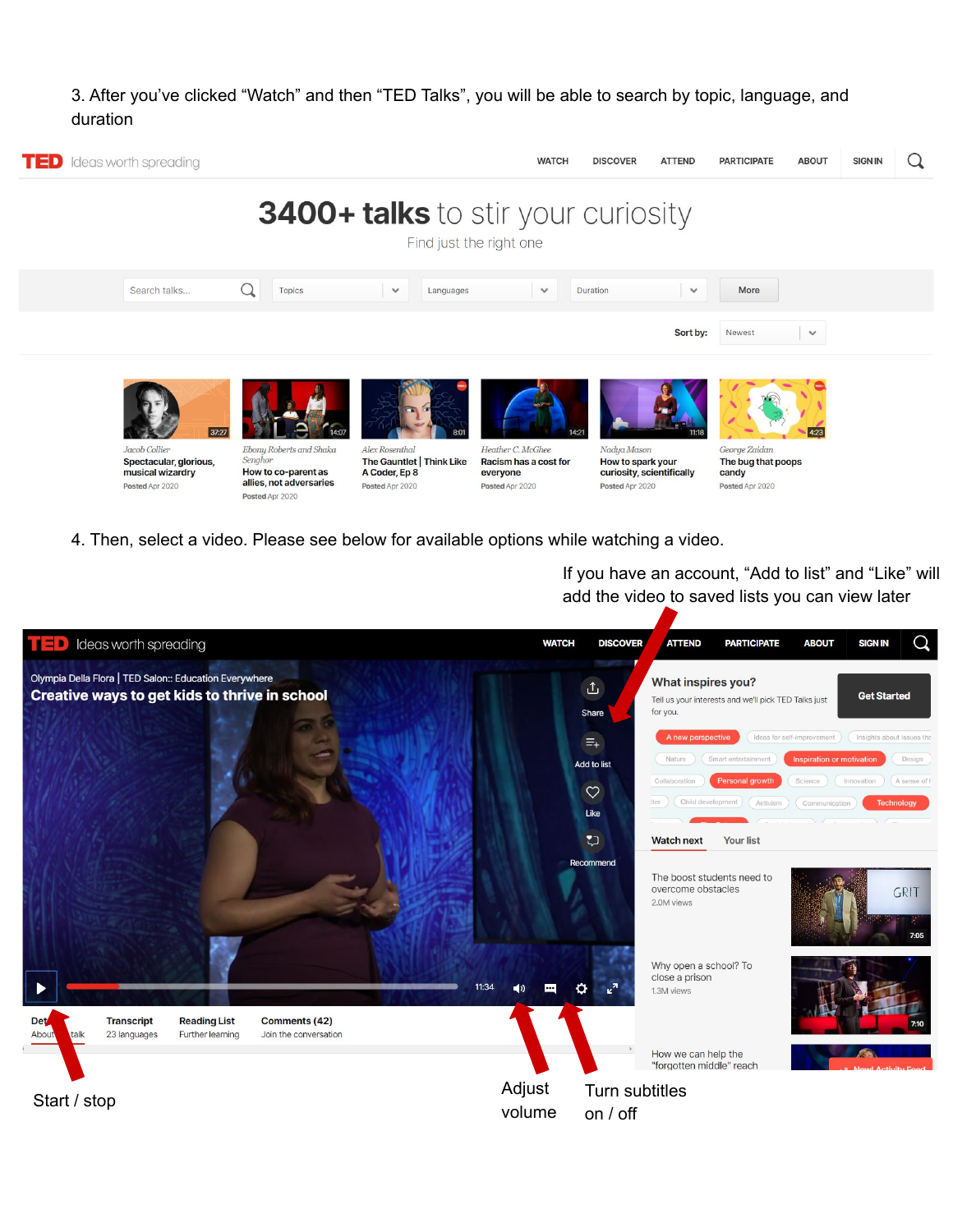3. After you've clicked "Watch" and then "TED Talks", you will be able to search by topic, language, and duration

4. Then, select a video. Please see below for available options while watching a video.

If you have an account, "Add to list" and "Like" will add the video to saved lists you can view later

Start / stop

Adjust volume

Turn subtitles on / off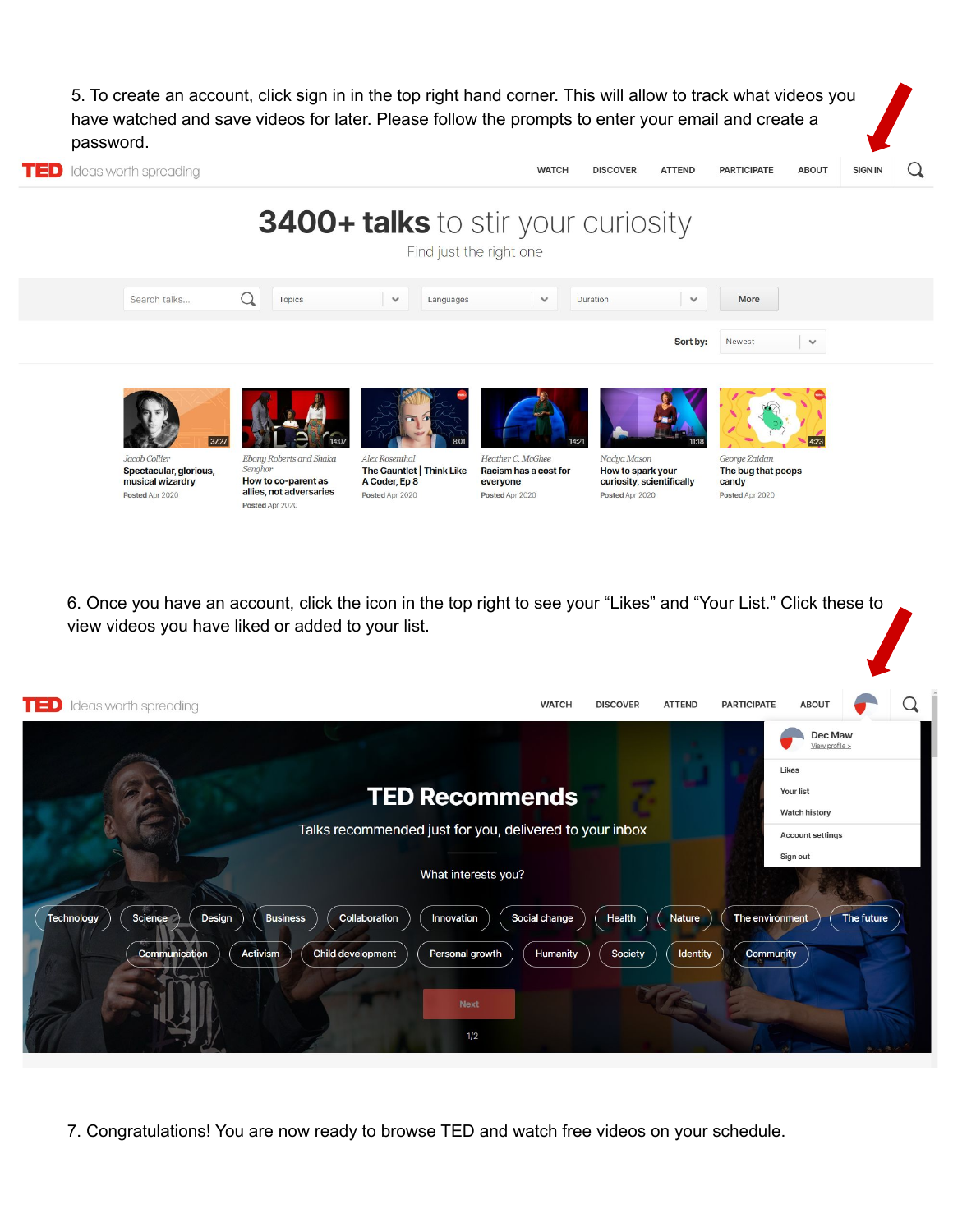5. To create an account, click sign in in the top right hand corner. This will allow to track what videos you have watched and save videos for later. Please follow the prompts to enter your email and create a password.

6. Once you have an account, click the icon in the top right to see your "Likes" and "Your List." Click these to view videos you have liked or added to your list.

7. Congratulations! You are now ready to browse TED and watch free videos on your schedule.